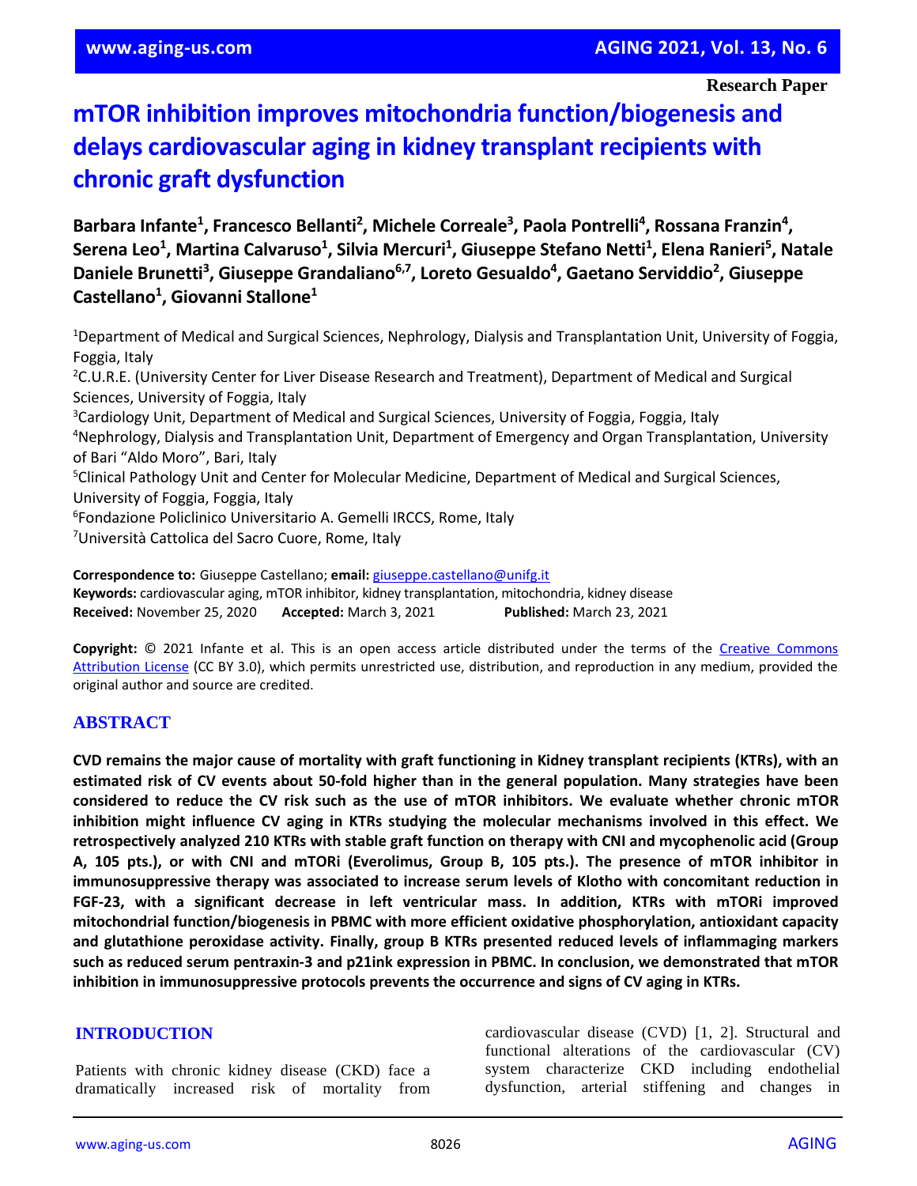**Research Paper**

# mTOR inhibition improves mitochondria function/biogenesis and delays cardiovascular aging in kidney transplant recipients with chronic graft dysfunction

**Barbara Infante[1], Francesco Bellanti[2], Michele Correale[3], Paola Pontrelli[4], Rossana Franzin[4], Serena Leo[1], Martina Calvaruso[1], Silvia Mercuri[1], Giuseppe Stefano Netti[1], Elena Ranieri[5], Natale Daniele Brunetti[3], Giuseppe Grandaliano[6,7], Loreto Gesualdo[4], Gaetano Serviddio[2], Giuseppe Castellano[1], Giovanni Stallone[1]**

[1]Department of Medical and Surgical Sciences, Nephrology, Dialysis and Transplantation Unit, University of Foggia, Foggia, Italy
[2]C.U.R.E. (University Center for Liver Disease Research and Treatment), Department of Medical and Surgical Sciences, University of Foggia, Italy
[3]Cardiology Unit, Department of Medical and Surgical Sciences, University of Foggia, Foggia, Italy
[4]Nephrology, Dialysis and Transplantation Unit, Department of Emergency and Organ Transplantation, University of Bari "Aldo Moro", Bari, Italy
[5]Clinical Pathology Unit and Center for Molecular Medicine, Department of Medical and Surgical Sciences, University of Foggia, Foggia, Italy
[6]Fondazione Policlinico Universitario A. Gemelli IRCCS, Rome, Italy
[7]Università Cattolica del Sacro Cuore, Rome, Italy

**Correspondence to:** Giuseppe Castellano; **email:** giuseppe.castellano@unifg.it
**Keywords:** cardiovascular aging, mTOR inhibitor, kidney transplantation, mitochondria, kidney disease
**Received:** November 25, 2020 **Accepted:** March 3, 2021 **Published:** March 23, 2021

**Copyright:** © 2021 Infante et al. This is an open access article distributed under the terms of the Creative Commons Attribution License (CC BY 3.0), which permits unrestricted use, distribution, and reproduction in any medium, provided the original author and source are credited.

## ABSTRACT

**CVD remains the major cause of mortality with graft functioning in Kidney transplant recipients (KTRs), with an estimated risk of CV events about 50-fold higher than in the general population. Many strategies have been considered to reduce the CV risk such as the use of mTOR inhibitors. We evaluate whether chronic mTOR inhibition might influence CV aging in KTRs studying the molecular mechanisms involved in this effect. We retrospectively analyzed 210 KTRs with stable graft function on therapy with CNI and mycophenolic acid (Group A, 105 pts.), or with CNI and mTORi (Everolimus, Group B, 105 pts.). The presence of mTOR inhibitor in immunosuppressive therapy was associated to increase serum levels of Klotho with concomitant reduction in FGF-23, with a significant decrease in left ventricular mass. In addition, KTRs with mTORi improved mitochondrial function/biogenesis in PBMC with more efficient oxidative phosphorylation, antioxidant capacity and glutathione peroxidase activity. Finally, group B KTRs presented reduced levels of inflammaging markers such as reduced serum pentraxin-3 and p21ink expression in PBMC. In conclusion, we demonstrated that mTOR inhibition in immunosuppressive protocols prevents the occurrence and signs of CV aging in KTRs.**

## INTRODUCTION

Patients with chronic kidney disease (CKD) face a dramatically increased risk of mortality from cardiovascular disease (CVD) [1, 2]. Structural and functional alterations of the cardiovascular (CV) system characterize CKD including endothelial dysfunction, arterial stiffening and changes in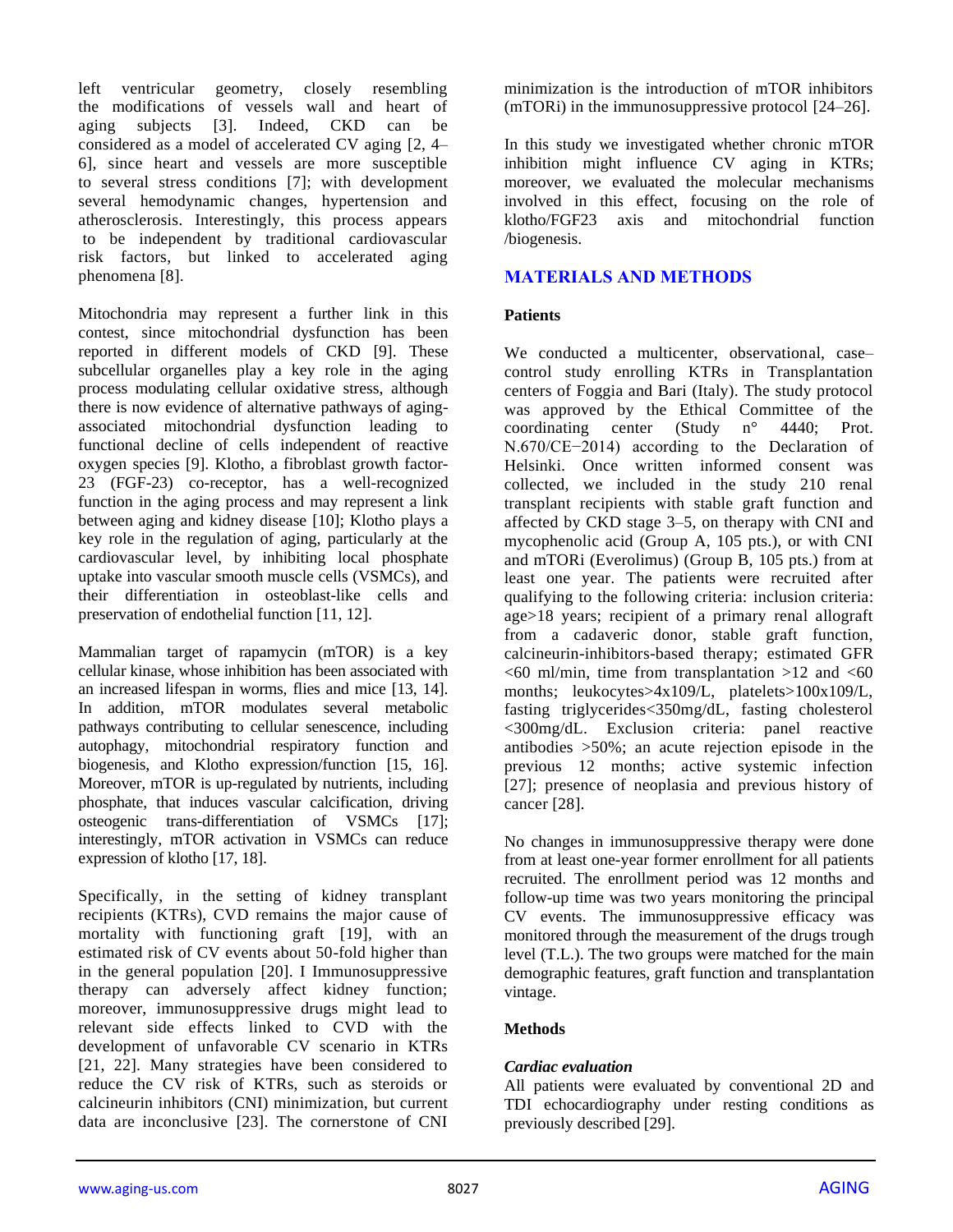left ventricular geometry, closely resembling the modifications of vessels wall and heart of aging subjects [3]. Indeed, CKD can be considered as a model of accelerated CV aging [2, 4–6], since heart and vessels are more susceptible to several stress conditions [7]; with development several hemodynamic changes, hypertension and atherosclerosis. Interestingly, this process appears to be independent by traditional cardiovascular risk factors, but linked to accelerated aging phenomena [8].

Mitochondria may represent a further link in this contest, since mitochondrial dysfunction has been reported in different models of CKD [9]. These subcellular organelles play a key role in the aging process modulating cellular oxidative stress, although there is now evidence of alternative pathways of aging-associated mitochondrial dysfunction leading to functional decline of cells independent of reactive oxygen species [9]. Klotho, a fibroblast growth factor-23 (FGF-23) co-receptor, has a well-recognized function in the aging process and may represent a link between aging and kidney disease [10]; Klotho plays a key role in the regulation of aging, particularly at the cardiovascular level, by inhibiting local phosphate uptake into vascular smooth muscle cells (VSMCs), and their differentiation in osteoblast-like cells and preservation of endothelial function [11, 12].

Mammalian target of rapamycin (mTOR) is a key cellular kinase, whose inhibition has been associated with an increased lifespan in worms, flies and mice [13, 14]. In addition, mTOR modulates several metabolic pathways contributing to cellular senescence, including autophagy, mitochondrial respiratory function and biogenesis, and Klotho expression/function [15, 16]. Moreover, mTOR is up-regulated by nutrients, including phosphate, that induces vascular calcification, driving osteogenic trans-differentiation of VSMCs [17]; interestingly, mTOR activation in VSMCs can reduce expression of klotho [17, 18].

Specifically, in the setting of kidney transplant recipients (KTRs), CVD remains the major cause of mortality with functioning graft [19], with an estimated risk of CV events about 50-fold higher than in the general population [20]. I Immunosuppressive therapy can adversely affect kidney function; moreover, immunosuppressive drugs might lead to relevant side effects linked to CVD with the development of unfavorable CV scenario in KTRs [21, 22]. Many strategies have been considered to reduce the CV risk of KTRs, such as steroids or calcineurin inhibitors (CNI) minimization, but current data are inconclusive [23]. The cornerstone of CNI minimization is the introduction of mTOR inhibitors (mTORi) in the immunosuppressive protocol [24–26].

In this study we investigated whether chronic mTOR inhibition might influence CV aging in KTRs; moreover, we evaluated the molecular mechanisms involved in this effect, focusing on the role of klotho/FGF23 axis and mitochondrial function /biogenesis.

## MATERIALS AND METHODS

### Patients

We conducted a multicenter, observational, case–control study enrolling KTRs in Transplantation centers of Foggia and Bari (Italy). The study protocol was approved by the Ethical Committee of the coordinating center (Study n° 4440; Prot. N.670/CE−2014) according to the Declaration of Helsinki. Once written informed consent was collected, we included in the study 210 renal transplant recipients with stable graft function and affected by CKD stage 3–5, on therapy with CNI and mycophenolic acid (Group A, 105 pts.), or with CNI and mTORi (Everolimus) (Group B, 105 pts.) from at least one year. The patients were recruited after qualifying to the following criteria: inclusion criteria: age>18 years; recipient of a primary renal allograft from a cadaveric donor, stable graft function, calcineurin-inhibitors-based therapy; estimated GFR <60 ml/min, time from transplantation >12 and <60 months; leukocytes>4x109/L, platelets>100x109/L, fasting triglycerides<350mg/dL, fasting cholesterol <300mg/dL. Exclusion criteria: panel reactive antibodies >50%; an acute rejection episode in the previous 12 months; active systemic infection [27]; presence of neoplasia and previous history of cancer [28].

No changes in immunosuppressive therapy were done from at least one-year former enrollment for all patients recruited. The enrollment period was 12 months and follow-up time was two years monitoring the principal CV events. The immunosuppressive efficacy was monitored through the measurement of the drugs trough level (T.L.). The two groups were matched for the main demographic features, graft function and transplantation vintage.

### Methods

#### *Cardiac evaluation*

All patients were evaluated by conventional 2D and TDI echocardiography under resting conditions as previously described [29].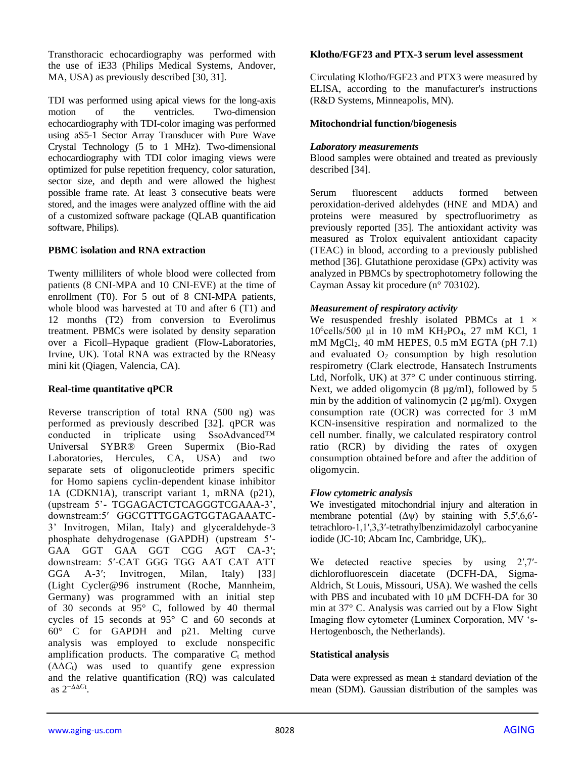Transthoracic echocardiography was performed with the use of iE33 (Philips Medical Systems, Andover, MA, USA) as previously described [30, 31].

TDI was performed using apical views for the long-axis motion of the ventricles. Two-dimension echocardiography with TDI-color imaging was performed using aS5-1 Sector Array Transducer with Pure Wave Crystal Technology (5 to 1 MHz). Two-dimensional echocardiography with TDI color imaging views were optimized for pulse repetition frequency, color saturation, sector size, and depth and were allowed the highest possible frame rate. At least 3 consecutive beats were stored, and the images were analyzed offline with the aid of a customized software package (QLAB quantification software, Philips).

### PBMC isolation and RNA extraction

Twenty milliliters of whole blood were collected from patients (8 CNI-MPA and 10 CNI-EVE) at the time of enrollment (T0). For 5 out of 8 CNI-MPA patients, whole blood was harvested at T0 and after 6 (T1) and 12 months (T2) from conversion to Everolimus treatment. PBMCs were isolated by density separation over a Ficoll–Hypaque gradient (Flow-Laboratories, Irvine, UK). Total RNA was extracted by the RNeasy mini kit (Qiagen, Valencia, CA).

### Real-time quantitative qPCR

Reverse transcription of total RNA (500 ng) was performed as previously described [32]. qPCR was conducted in triplicate using SsoAdvanced™ Universal SYBR® Green Supermix (Bio-Rad Laboratories, Hercules, CA, USA) and two separate sets of oligonucleotide primers specific for Homo sapiens cyclin-dependent kinase inhibitor 1A (CDKN1A), transcript variant 1, mRNA (p21), (upstream 5’- TGGAGACTCTCAGGGTCGAAA-3’, downstream:5′ GGCGTTTGGAGTGGTAGAAATC-3’ Invitrogen, Milan, Italy) and glyceraldehyde-3 phosphate dehydrogenase (GAPDH) (upstream 5′-GAA GGT GAA GGT CGG AGT CA-3′; downstream: 5′-CAT GGG TGG AAT CAT ATT GGA A-3′; Invitrogen, Milan, Italy) [33] (Light Cycler@96 instrument (Roche, Mannheim, Germany) was programmed with an initial step of 30 seconds at 95° C, followed by 40 thermal cycles of 15 seconds at 95° C and 60 seconds at 60° C for GAPDH and p21. Melting curve analysis was employed to exclude nonspecific amplification products. The comparative $C_t$ method ($\Delta\Delta C_t$) was used to quantify gene expression and the relative quantification (RQ) was calculated as $2^{-\Delta\Delta C_t}$.

### Klotho/FGF23 and PTX-3 serum level assessment

Circulating Klotho/FGF23 and PTX3 were measured by ELISA, according to the manufacturer's instructions (R&D Systems, Minneapolis, MN).

### Mitochondrial function/biogenesis

#### *Laboratory measurements*

Blood samples were obtained and treated as previously described [34].

Serum fluorescent adducts formed between peroxidation-derived aldehydes (HNE and MDA) and proteins were measured by spectrofluorimetry as previously reported [35]. The antioxidant activity was measured as Trolox equivalent antioxidant capacity (TEAC) in blood, according to a previously published method [36]. Glutathione peroxidase (GPx) activity was analyzed in PBMCs by spectrophotometry following the Cayman Assay kit procedure (n° 703102).

#### *Measurement of respiratory activity*

We resuspended freshly isolated PBMCs at $1 \times 10^6$cells/500 µl in 10 mM $KH_2PO_4$, 27 mM KCl, 1 mM $MgCl_2$, 40 mM HEPES, 0.5 mM EGTA (pH 7.1) and evaluated $O_2$ consumption by high resolution respirometry (Clark electrode, Hansatech Instruments Ltd, Norfolk, UK) at 37° C under continuous stirring. Next, we added oligomycin (8 µg/ml), followed by 5 min by the addition of valinomycin (2 µg/ml). Oxygen consumption rate (OCR) was corrected for 3 mM KCN-insensitive respiration and normalized to the cell number. finally, we calculated respiratory control ratio (RCR) by dividing the rates of oxygen consumption obtained before and after the addition of oligomycin.

#### *Flow cytometric analysis*

We investigated mitochondrial injury and alteration in membrane potential (Δψ) by staining with 5,5′,6,6′-tetrachloro-1,1′,3,3′-tetrathylbenzimidazolyl carbocyanine iodide (JC-10; Abcam Inc, Cambridge, UK),.

We detected reactive species by using 2′,7′-dichlorofluorescein diacetate (DCFH-DA, Sigma-Aldrich, St Louis, Missouri, USA). We washed the cells with PBS and incubated with 10 µM DCFH-DA for 30 min at 37° C. Analysis was carried out by a Flow Sight Imaging flow cytometer (Luminex Corporation, MV ‘s-Hertogenbosch, the Netherlands).

### Statistical analysis

Data were expressed as mean ± standard deviation of the mean (SDM). Gaussian distribution of the samples was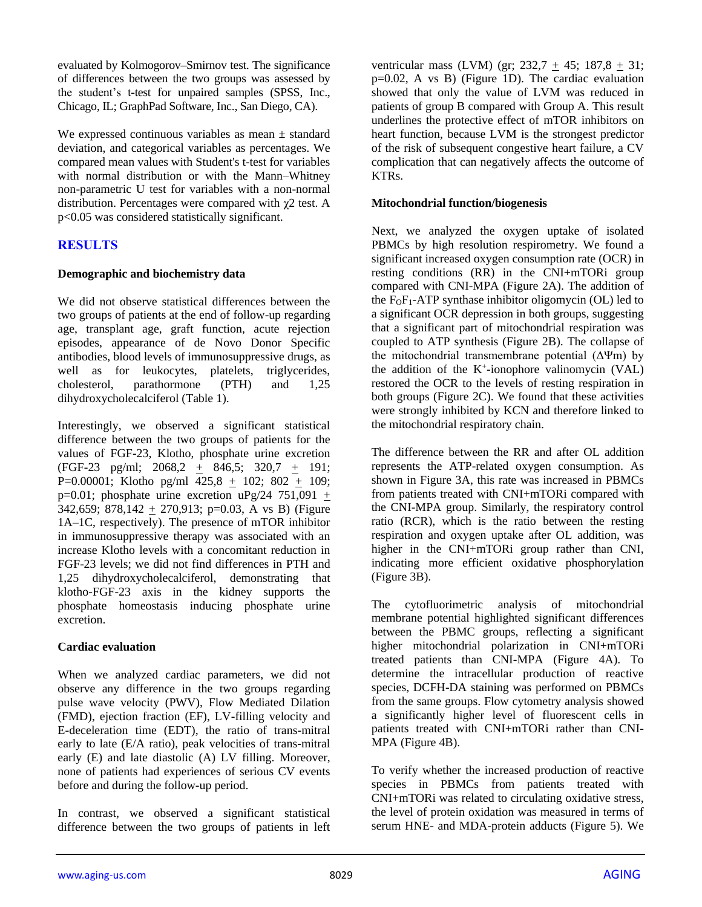evaluated by Kolmogorov–Smirnov test. The significance of differences between the two groups was assessed by the student's t-test for unpaired samples (SPSS, Inc., Chicago, IL; GraphPad Software, Inc., San Diego, CA).

We expressed continuous variables as mean ± standard deviation, and categorical variables as percentages. We compared mean values with Student's t-test for variables with normal distribution or with the Mann–Whitney non-parametric U test for variables with a non-normal distribution. Percentages were compared with $\chi 2$ test. A $p<0.05$ was considered statistically significant.

## RESULTS

### Demographic and biochemistry data

We did not observe statistical differences between the two groups of patients at the end of follow-up regarding age, transplant age, graft function, acute rejection episodes, appearance of de Novo Donor Specific antibodies, blood levels of immunosuppressive drugs, as well as for leukocytes, platelets, triglycerides, cholesterol, parathormone (PTH) and 1,25 dihydroxycholecalciferol (Table 1).

Interestingly, we observed a significant statistical difference between the two groups of patients for the values of FGF-23, Klotho, phosphate urine excretion (FGF-23 pg/ml; 2068,2 ± 846,5; 320,7 ± 191; P=0.00001; Klotho pg/ml 425,8 ± 102; 802 ± 109; p=0.01; phosphate urine excretion uPg/24 751,091 ± 342,659; 878,142 ± 270,913; p=0.03, A vs B) (Figure 1A–1C, respectively). The presence of mTOR inhibitor in immunosuppressive therapy was associated with an increase Klotho levels with a concomitant reduction in FGF-23 levels; we did not find differences in PTH and 1,25 dihydroxycholecalciferol, demonstrating that klotho-FGF-23 axis in the kidney supports the phosphate homeostasis inducing phosphate urine excretion.

### Cardiac evaluation

When we analyzed cardiac parameters, we did not observe any difference in the two groups regarding pulse wave velocity (PWV), Flow Mediated Dilation (FMD), ejection fraction (EF), LV-filling velocity and E-deceleration time (EDT), the ratio of trans-mitral early to late (E/A ratio), peak velocities of trans-mitral early (E) and late diastolic (A) LV filling. Moreover, none of patients had experiences of serious CV events before and during the follow-up period.

In contrast, we observed a significant statistical difference between the two groups of patients in left ventricular mass (LVM) (gr; 232,7 ± 45; 187,8 ± 31; p=0.02, A vs B) (Figure 1D). The cardiac evaluation showed that only the value of LVM was reduced in patients of group B compared with Group A. This result underlines the protective effect of mTOR inhibitors on heart function, because LVM is the strongest predictor of the risk of subsequent congestive heart failure, a CV complication that can negatively affects the outcome of KTRs.

### Mitochondrial function/biogenesis

Next, we analyzed the oxygen uptake of isolated PBMCs by high resolution respirometry. We found a significant increased oxygen consumption rate (OCR) in resting conditions (RR) in the CNI+mTORi group compared with CNI-MPA (Figure 2A). The addition of the $F_OF_1$-ATP synthase inhibitor oligomycin (OL) led to a significant OCR depression in both groups, suggesting that a significant part of mitochondrial respiration was coupled to ATP synthesis (Figure 2B). The collapse of the mitochondrial transmembrane potential ($\Delta\Psi$m) by the addition of the $K^+$-ionophore valinomycin (VAL) restored the OCR to the levels of resting respiration in both groups (Figure 2C). We found that these activities were strongly inhibited by KCN and therefore linked to the mitochondrial respiratory chain.

The difference between the RR and after OL addition represents the ATP-related oxygen consumption. As shown in Figure 3A, this rate was increased in PBMCs from patients treated with CNI+mTORi compared with the CNI-MPA group. Similarly, the respiratory control ratio (RCR), which is the ratio between the resting respiration and oxygen uptake after OL addition, was higher in the CNI+mTORi group rather than CNI, indicating more efficient oxidative phosphorylation (Figure 3B).

The cytofluorimetric analysis of mitochondrial membrane potential highlighted significant differences between the PBMC groups, reflecting a significant higher mitochondrial polarization in CNI+mTORi treated patients than CNI-MPA (Figure 4A). To determine the intracellular production of reactive species, DCFH-DA staining was performed on PBMCs from the same groups. Flow cytometry analysis showed a significantly higher level of fluorescent cells in patients treated with CNI+mTORi rather than CNI-MPA (Figure 4B).

To verify whether the increased production of reactive species in PBMCs from patients treated with CNI+mTORi was related to circulating oxidative stress, the level of protein oxidation was measured in terms of serum HNE- and MDA-protein adducts (Figure 5). We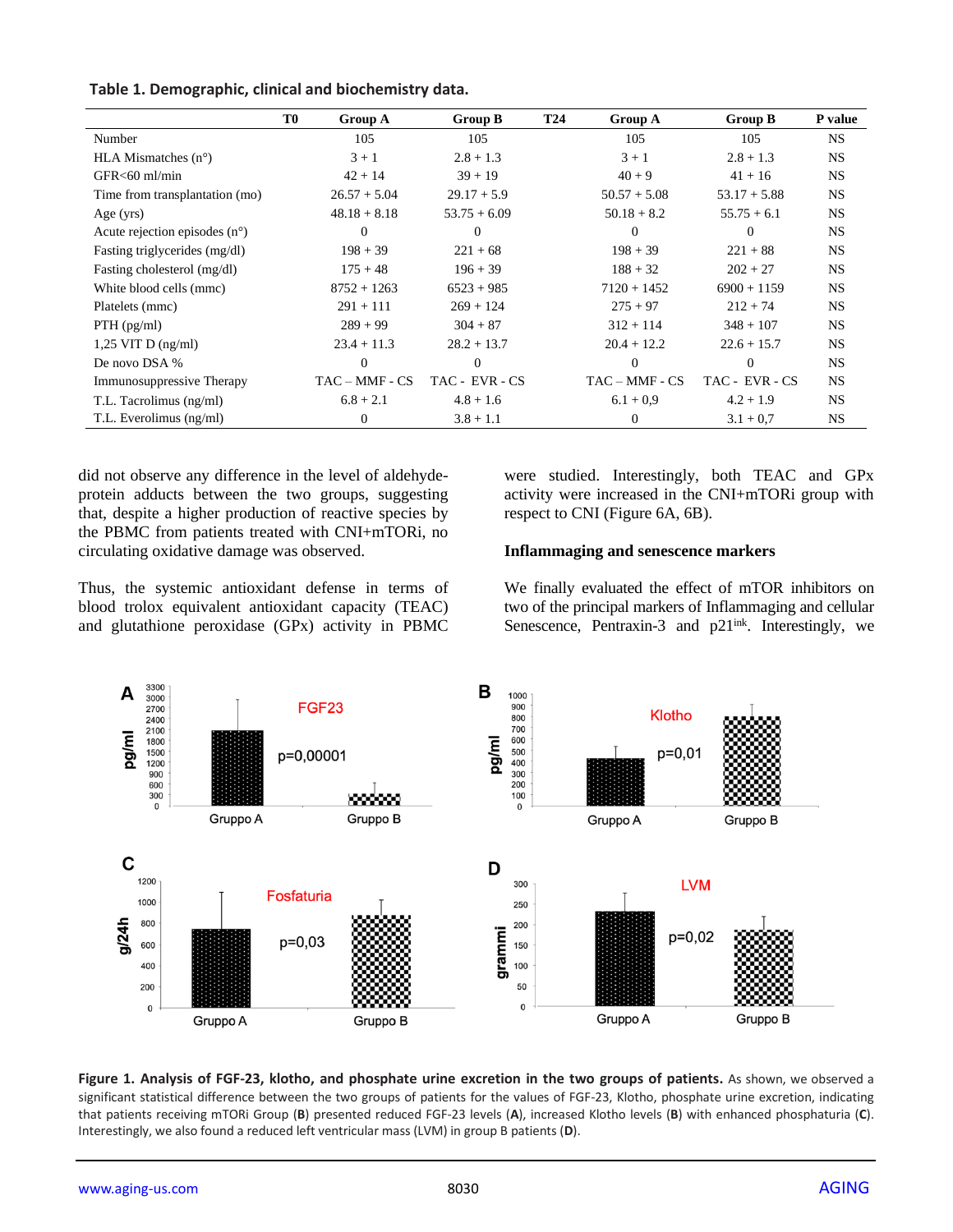**Table 1. Demographic, clinical and biochemistry data.**

| T0 | Group A | Group B | T24 | Group A | Group B | P value |
|---|---|---|---|---|---|---|
| Number | 105 | 105 | | 105 | 105 | NS |
| HLA Mismatches (n°) | 3 + 1 | 2.8 + 1.3 | | 3 + 1 | 2.8 + 1.3 | NS |
| GFR<60 ml/min | 42 + 14 | 39 + 19 | | 40 + 9 | 41 + 16 | NS |
| Time from transplantation (mo) | 26.57 + 5.04 | 29.17 + 5.9 | | 50.57 + 5.08 | 53.17 + 5.88 | NS |
| Age (yrs) | 48.18 + 8.18 | 53.75 + 6.09 | | 50.18 + 8.2 | 55.75 + 6.1 | NS |
| Acute rejection episodes (n°) | 0 | 0 | | 0 | 0 | NS |
| Fasting triglycerides (mg/dl) | 198 + 39 | 221 + 68 | | 198 + 39 | 221 + 88 | NS |
| Fasting cholesterol (mg/dl) | 175 + 48 | 196 + 39 | | 188 + 32 | 202 + 27 | NS |
| White blood cells (mmc) | 8752 + 1263 | 6523 + 985 | | 7120 + 1452 | 6900 + 1159 | NS |
| Platelets (mmc) | 291 + 111 | 269 + 124 | | 275 + 97 | 212 + 74 | NS |
| PTH (pg/ml) | 289 + 99 | 304 + 87 | | 312 + 114 | 348 + 107 | NS |
| 1,25 VIT D (ng/ml) | 23.4 + 11.3 | 28.2 + 13.7 | | 20.4 + 12.2 | 22.6 + 15.7 | NS |
| De novo DSA % | 0 | 0 | | 0 | 0 | NS |
| Immunosuppressive Therapy | TAC – MMF - CS | TAC - EVR - CS | | TAC – MMF - CS | TAC - EVR - CS | NS |
| T.L. Tacrolimus (ng/ml) | 6.8 + 2.1 | 4.8 + 1.6 | | 6.1 + 0,9 | 4.2 + 1.9 | NS |
| T.L. Everolimus (ng/ml) | 0 | 3.8 + 1.1 | | 0 | 3.1 + 0,7 | NS |

did not observe any difference in the level of aldehyde-protein adducts between the two groups, suggesting that, despite a higher production of reactive species by the PBMC from patients treated with CNI+mTORi, no circulating oxidative damage was observed.

Thus, the systemic antioxidant defense in terms of blood trolox equivalent antioxidant capacity (TEAC) and glutathione peroxidase (GPx) activity in PBMC were studied. Interestingly, both TEAC and GPx activity were increased in the CNI+mTORi group with respect to CNI (Figure 6A, 6B).

**Inflammaging and senescence markers**

We finally evaluated the effect of mTOR inhibitors on two of the principal markers of Inflammaging and cellular Senescence, Pentraxin-3 and $p21^{ink}$. Interestingly, we

**Figure 1. Analysis of FGF-23, klotho, and phosphate urine excretion in the two groups of patients.** As shown, we observed a significant statistical difference between the two groups of patients for the values of FGF-23, Klotho, phosphate urine excretion, indicating that patients receiving mTORi Group (**B**) presented reduced FGF-23 levels (**A**), increased Klotho levels (**B**) with enhanced phosphaturia (**C**). Interestingly, we also found a reduced left ventricular mass (LVM) in group B patients (**D**).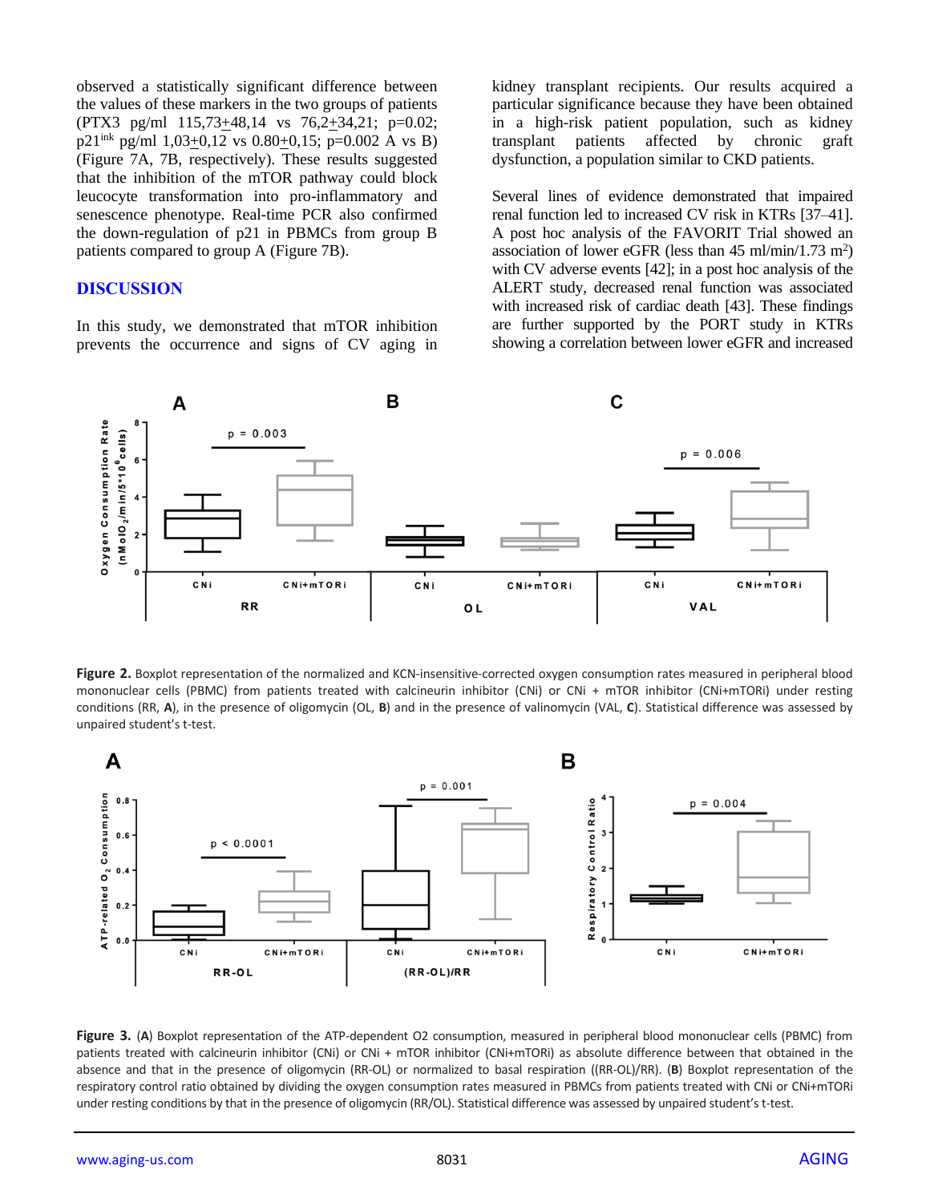observed a statistically significant difference between the values of these markers in the two groups of patients (PTX3 pg/ml 115,73±48,14 vs 76,2±34,21; p=0.02; p21[ink] pg/ml 1,03±0,12 vs 0.80±0,15; p=0.002 A vs B) (Figure 7A, 7B, respectively). These results suggested that the inhibition of the mTOR pathway could block leucocyte transformation into pro-inflammatory and senescence phenotype. Real-time PCR also confirmed the down-regulation of p21 in PBMCs from group B patients compared to group A (Figure 7B).

## DISCUSSION

In this study, we demonstrated that mTOR inhibition prevents the occurrence and signs of CV aging in kidney transplant recipients. Our results acquired a particular significance because they have been obtained in a high-risk patient population, such as kidney transplant patients affected by chronic graft dysfunction, a population similar to CKD patients.

Several lines of evidence demonstrated that impaired renal function led to increased CV risk in KTRs [37–41]. A post hoc analysis of the FAVORIT Trial showed an association of lower eGFR (less than 45 ml/min/1.73 m$^2$) with CV adverse events [42]; in a post hoc analysis of the ALERT study, decreased renal function was associated with increased risk of cardiac death [43]. These findings are further supported by the PORT study in KTRs showing a correlation between lower eGFR and increased

**Figure 2.** Boxplot representation of the normalized and KCN-insensitive-corrected oxygen consumption rates measured in peripheral blood mononuclear cells (PBMC) from patients treated with calcineurin inhibitor (CNi) or CNi + mTOR inhibitor (CNi+mTORi) under resting conditions (RR, **A**), in the presence of oligomycin (OL, **B**) and in the presence of valinomycin (VAL, **C**). Statistical difference was assessed by unpaired student's t-test.

**Figure 3.** (**A**) Boxplot representation of the ATP-dependent O2 consumption, measured in peripheral blood mononuclear cells (PBMC) from patients treated with calcineurin inhibitor (CNi) or CNi + mTOR inhibitor (CNi+mTORi) as absolute difference between that obtained in the absence and that in the presence of oligomycin (RR-OL) or normalized to basal respiration ((RR-OL)/RR). (**B**) Boxplot representation of the respiratory control ratio obtained by dividing the oxygen consumption rates measured in PBMCs from patients treated with CNi or CNi+mTORi under resting conditions by that in the presence of oligomycin (RR/OL). Statistical difference was assessed by unpaired student's t-test.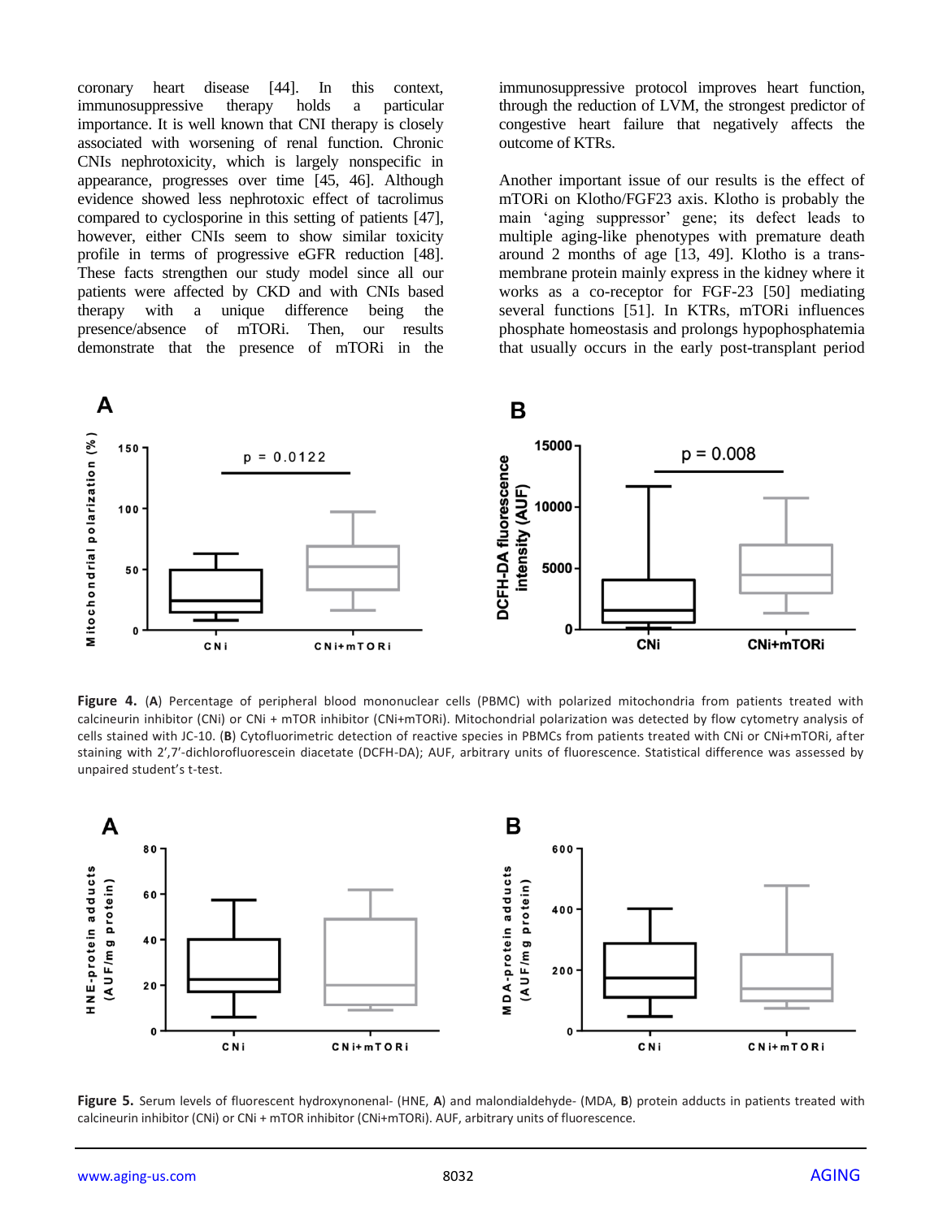coronary heart disease [44]. In this context, immunosuppressive therapy holds a particular importance. It is well known that CNI therapy is closely associated with worsening of renal function. Chronic CNIs nephrotoxicity, which is largely nonspecific in appearance, progresses over time [45, 46]. Although evidence showed less nephrotoxic effect of tacrolimus compared to cyclosporine in this setting of patients [47], however, either CNIs seem to show similar toxicity profile in terms of progressive eGFR reduction [48]. These facts strengthen our study model since all our patients were affected by CKD and with CNIs based therapy with a unique difference being the presence/absence of mTORi. Then, our results demonstrate that the presence of mTORi in the immunosuppressive protocol improves heart function, through the reduction of LVM, the strongest predictor of congestive heart failure that negatively affects the outcome of KTRs.

Another important issue of our results is the effect of mTORi on Klotho/FGF23 axis. Klotho is probably the main 'aging suppressor' gene; its defect leads to multiple aging-like phenotypes with premature death around 2 months of age [13, 49]. Klotho is a trans-membrane protein mainly express in the kidney where it works as a co-receptor for FGF-23 [50] mediating several functions [51]. In KTRs, mTORi influences phosphate homeostasis and prolongs hypophosphatemia that usually occurs in the early post-transplant period

**Figure 4.** (**A**) Percentage of peripheral blood mononuclear cells (PBMC) with polarized mitochondria from patients treated with calcineurin inhibitor (CNi) or CNi + mTOR inhibitor (CNi+mTORi). Mitochondrial polarization was detected by flow cytometry analysis of cells stained with JC-10. (**B**) Cytofluorimetric detection of reactive species in PBMCs from patients treated with CNi or CNi+mTORi, after staining with 2′,7′-dichlorofluorescein diacetate (DCFH-DA); AUF, arbitrary units of fluorescence. Statistical difference was assessed by unpaired student's t-test.

**Figure 5.** Serum levels of fluorescent hydroxynonenal- (HNE, **A**) and malondialdehyde- (MDA, **B**) protein adducts in patients treated with calcineurin inhibitor (CNi) or CNi + mTOR inhibitor (CNi+mTORi). AUF, arbitrary units of fluorescence.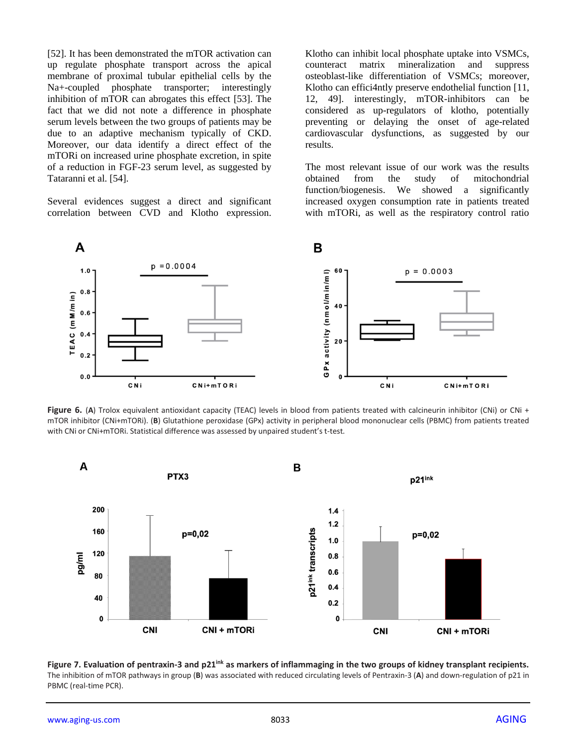[52]. It has been demonstrated the mTOR activation can up regulate phosphate transport across the apical membrane of proximal tubular epithelial cells by the Na+-coupled phosphate transporter; interestingly inhibition of mTOR can abrogates this effect [53]. The fact that we did not note a difference in phosphate serum levels between the two groups of patients may be due to an adaptive mechanism typically of CKD. Moreover, our data identify a direct effect of the mTORi on increased urine phosphate excretion, in spite of a reduction in FGF-23 serum level, as suggested by Tataranni et al. [54].

Several evidences suggest a direct and significant correlation between CVD and Klotho expression. Klotho can inhibit local phosphate uptake into VSMCs, counteract matrix mineralization and suppress osteoblast-like differentiation of VSMCs; moreover, Klotho can effici4ntly preserve endothelial function [11, 12, 49]. interestingly, mTOR-inhibitors can be considered as up-regulators of klotho, potentially preventing or delaying the onset of age-related cardiovascular dysfunctions, as suggested by our results.

The most relevant issue of our work was the results obtained from the study of mitochondrial function/biogenesis. We showed a significantly increased oxygen consumption rate in patients treated with mTORi, as well as the respiratory control ratio

**Figure 6.** (**A**) Trolox equivalent antioxidant capacity (TEAC) levels in blood from patients treated with calcineurin inhibitor (CNi) or CNi + mTOR inhibitor (CNi+mTORi). (**B**) Glutathione peroxidase (GPx) activity in peripheral blood mononuclear cells (PBMC) from patients treated with CNi or CNi+mTORi. Statistical difference was assessed by unpaired student's t-test.

**Figure 7. Evaluation of pentraxin-3 and $p21^{ink}$ as markers of inflammaging in the two groups of kidney transplant recipients.** The inhibition of mTOR pathways in group (**B**) was associated with reduced circulating levels of Pentraxin-3 (**A**) and down-regulation of p21 in PBMC (real-time PCR).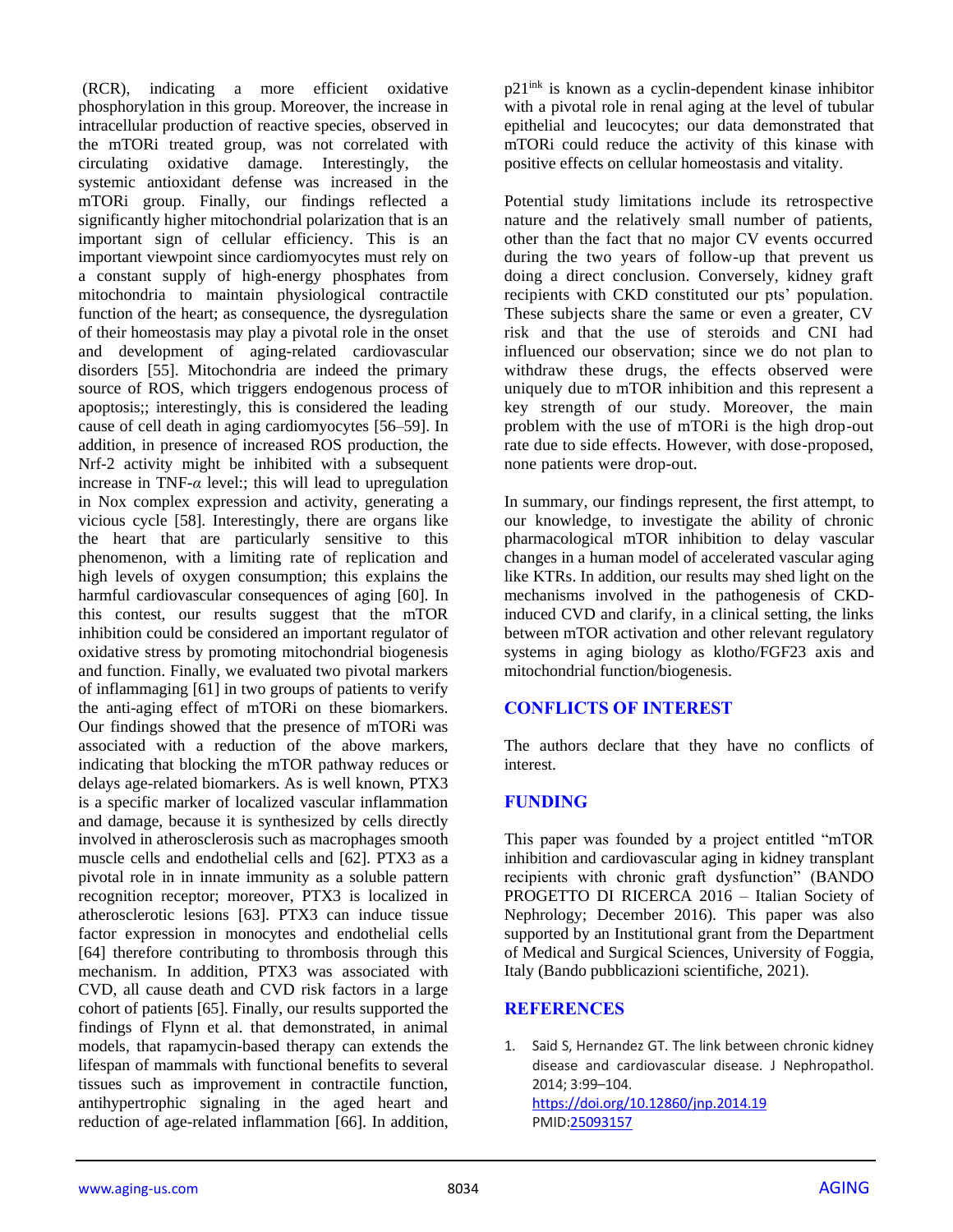(RCR), indicating a more efficient oxidative phosphorylation in this group. Moreover, the increase in intracellular production of reactive species, observed in the mTORi treated group, was not correlated with circulating oxidative damage. Interestingly, the systemic antioxidant defense was increased in the mTORi group. Finally, our findings reflected a significantly higher mitochondrial polarization that is an important sign of cellular efficiency. This is an important viewpoint since cardiomyocytes must rely on a constant supply of high-energy phosphates from mitochondria to maintain physiological contractile function of the heart; as consequence, the dysregulation of their homeostasis may play a pivotal role in the onset and development of aging-related cardiovascular disorders [55]. Mitochondria are indeed the primary source of ROS, which triggers endogenous process of apoptosis;; interestingly, this is considered the leading cause of cell death in aging cardiomyocytes [56–59]. In addition, in presence of increased ROS production, the Nrf-2 activity might be inhibited with a subsequent increase in TNF-*α* level:; this will lead to upregulation in Nox complex expression and activity, generating a vicious cycle [58]. Interestingly, there are organs like the heart that are particularly sensitive to this phenomenon, with a limiting rate of replication and high levels of oxygen consumption; this explains the harmful cardiovascular consequences of aging [60]. In this contest, our results suggest that the mTOR inhibition could be considered an important regulator of oxidative stress by promoting mitochondrial biogenesis and function. Finally, we evaluated two pivotal markers of inflammaging [61] in two groups of patients to verify the anti-aging effect of mTORi on these biomarkers. Our findings showed that the presence of mTORi was associated with a reduction of the above markers, indicating that blocking the mTOR pathway reduces or delays age-related biomarkers. As is well known, PTX3 is a specific marker of localized vascular inflammation and damage, because it is synthesized by cells directly involved in atherosclerosis such as macrophages smooth muscle cells and endothelial cells and [62]. PTX3 as a pivotal role in in innate immunity as a soluble pattern recognition receptor; moreover, PTX3 is localized in atherosclerotic lesions [63]. PTX3 can induce tissue factor expression in monocytes and endothelial cells [64] therefore contributing to thrombosis through this mechanism. In addition, PTX3 was associated with CVD, all cause death and CVD risk factors in a large cohort of patients [65]. Finally, our results supported the findings of Flynn et al. that demonstrated, in animal models, that rapamycin-based therapy can extends the lifespan of mammals with functional benefits to several tissues such as improvement in contractile function, antihypertrophic signaling in the aged heart and reduction of age-related inflammation [66]. In addition, p21[ink] is known as a cyclin-dependent kinase inhibitor with a pivotal role in renal aging at the level of tubular epithelial and leucocytes; our data demonstrated that mTORi could reduce the activity of this kinase with positive effects on cellular homeostasis and vitality.

Potential study limitations include its retrospective nature and the relatively small number of patients, other than the fact that no major CV events occurred during the two years of follow-up that prevent us doing a direct conclusion. Conversely, kidney graft recipients with CKD constituted our pts' population. These subjects share the same or even a greater, CV risk and that the use of steroids and CNI had influenced our observation; since we do not plan to withdraw these drugs, the effects observed were uniquely due to mTOR inhibition and this represent a key strength of our study. Moreover, the main problem with the use of mTORi is the high drop-out rate due to side effects. However, with dose-proposed, none patients were drop-out.

In summary, our findings represent, the first attempt, to our knowledge, to investigate the ability of chronic pharmacological mTOR inhibition to delay vascular changes in a human model of accelerated vascular aging like KTRs. In addition, our results may shed light on the mechanisms involved in the pathogenesis of CKD-induced CVD and clarify, in a clinical setting, the links between mTOR activation and other relevant regulatory systems in aging biology as klotho/FGF23 axis and mitochondrial function/biogenesis.

## CONFLICTS OF INTEREST

The authors declare that they have no conflicts of interest.

## FUNDING

This paper was founded by a project entitled "mTOR inhibition and cardiovascular aging in kidney transplant recipients with chronic graft dysfunction" (BANDO PROGETTO DI RICERCA 2016 – Italian Society of Nephrology; December 2016). This paper was also supported by an Institutional grant from the Department of Medical and Surgical Sciences, University of Foggia, Italy (Bando pubblicazioni scientifiche, 2021).

## REFERENCES

1. Said S, Hernandez GT. The link between chronic kidney disease and cardiovascular disease. J Nephropathol. 2014; 3:99–104. https://doi.org/10.12860/jnp.2014.19 PMID:25093157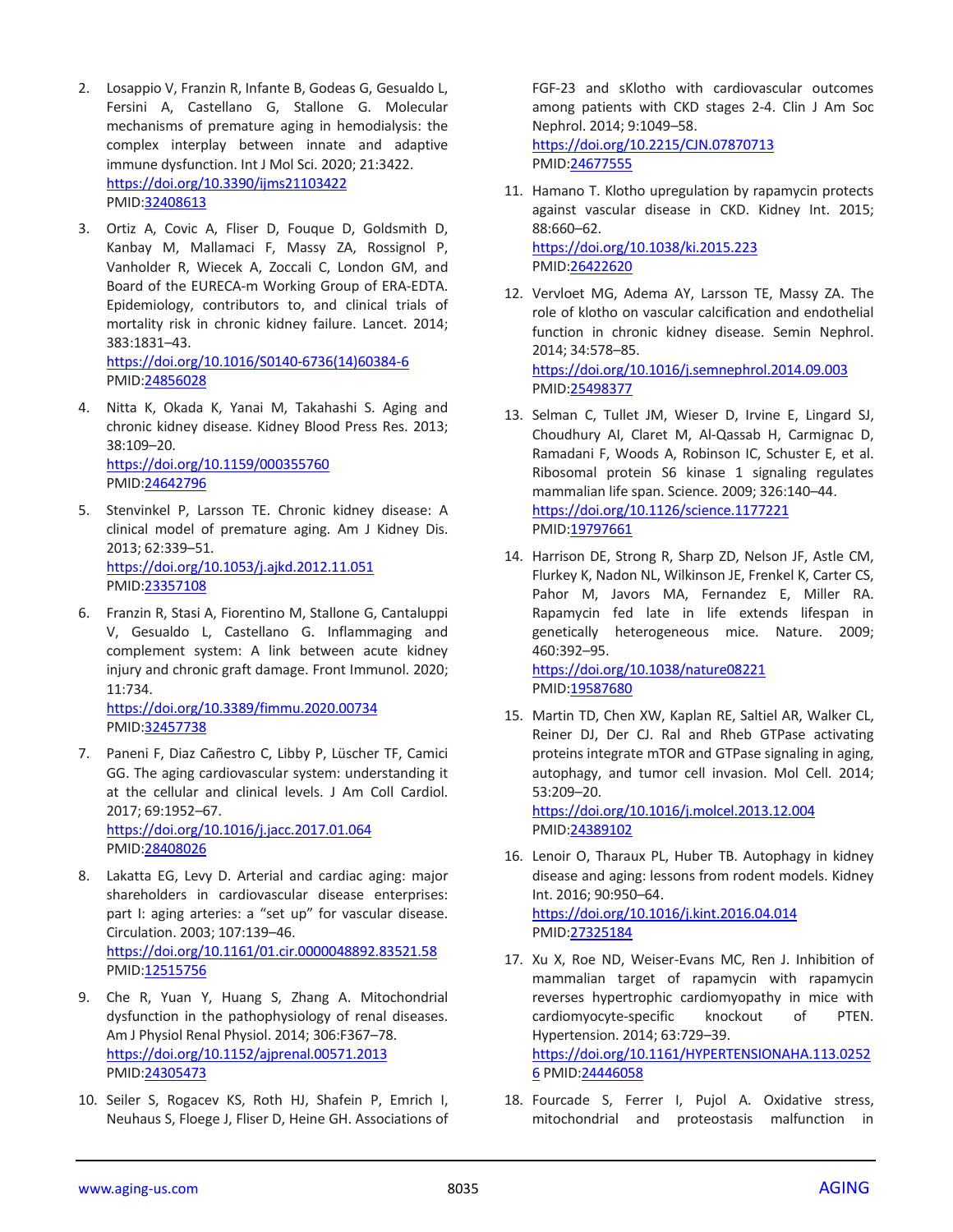2. Losappio V, Franzin R, Infante B, Godeas G, Gesualdo L, Fersini A, Castellano G, Stallone G. Molecular mechanisms of premature aging in hemodialysis: the complex interplay between innate and adaptive immune dysfunction. Int J Mol Sci. 2020; 21:3422. https://doi.org/10.3390/ijms21103422 PMID:32408613

3. Ortiz A, Covic A, Fliser D, Fouque D, Goldsmith D, Kanbay M, Mallamaci F, Massy ZA, Rossignol P, Vanholder R, Wiecek A, Zoccali C, London GM, and Board of the EURECA-m Working Group of ERA-EDTA. Epidemiology, contributors to, and clinical trials of mortality risk in chronic kidney failure. Lancet. 2014; 383:1831–43. https://doi.org/10.1016/S0140-6736(14)60384-6 PMID:24856028

4. Nitta K, Okada K, Yanai M, Takahashi S. Aging and chronic kidney disease. Kidney Blood Press Res. 2013; 38:109–20. https://doi.org/10.1159/000355760 PMID:24642796

5. Stenvinkel P, Larsson TE. Chronic kidney disease: A clinical model of premature aging. Am J Kidney Dis. 2013; 62:339–51. https://doi.org/10.1053/j.ajkd.2012.11.051 PMID:23357108

6. Franzin R, Stasi A, Fiorentino M, Stallone G, Cantaluppi V, Gesualdo L, Castellano G. Inflammaging and complement system: A link between acute kidney injury and chronic graft damage. Front Immunol. 2020; 11:734. https://doi.org/10.3389/fimmu.2020.00734 PMID:32457738

7. Paneni F, Diaz Cañestro C, Libby P, Lüscher TF, Camici GG. The aging cardiovascular system: understanding it at the cellular and clinical levels. J Am Coll Cardiol. 2017; 69:1952–67. https://doi.org/10.1016/j.jacc.2017.01.064 PMID:28408026

8. Lakatta EG, Levy D. Arterial and cardiac aging: major shareholders in cardiovascular disease enterprises: part I: aging arteries: a "set up" for vascular disease. Circulation. 2003; 107:139–46. https://doi.org/10.1161/01.cir.0000048892.83521.58 PMID:12515756

9. Che R, Yuan Y, Huang S, Zhang A. Mitochondrial dysfunction in the pathophysiology of renal diseases. Am J Physiol Renal Physiol. 2014; 306:F367–78. https://doi.org/10.1152/ajprenal.00571.2013 PMID:24305473

10. Seiler S, Rogacev KS, Roth HJ, Shafein P, Emrich I, Neuhaus S, Floege J, Fliser D, Heine GH. Associations of FGF-23 and sKlotho with cardiovascular outcomes among patients with CKD stages 2-4. Clin J Am Soc Nephrol. 2014; 9:1049–58. https://doi.org/10.2215/CJN.07870713 PMID:24677555

11. Hamano T. Klotho upregulation by rapamycin protects against vascular disease in CKD. Kidney Int. 2015; 88:660–62. https://doi.org/10.1038/ki.2015.223 PMID:26422620

12. Vervloet MG, Adema AY, Larsson TE, Massy ZA. The role of klotho on vascular calcification and endothelial function in chronic kidney disease. Semin Nephrol. 2014; 34:578–85. https://doi.org/10.1016/j.semnephrol.2014.09.003 PMID:25498377

13. Selman C, Tullet JM, Wieser D, Irvine E, Lingard SJ, Choudhury AI, Claret M, Al-Qassab H, Carmignac D, Ramadani F, Woods A, Robinson IC, Schuster E, et al. Ribosomal protein S6 kinase 1 signaling regulates mammalian life span. Science. 2009; 326:140–44. https://doi.org/10.1126/science.1177221 PMID:19797661

14. Harrison DE, Strong R, Sharp ZD, Nelson JF, Astle CM, Flurkey K, Nadon NL, Wilkinson JE, Frenkel K, Carter CS, Pahor M, Javors MA, Fernandez E, Miller RA. Rapamycin fed late in life extends lifespan in genetically heterogeneous mice. Nature. 2009; 460:392–95. https://doi.org/10.1038/nature08221 PMID:19587680

15. Martin TD, Chen XW, Kaplan RE, Saltiel AR, Walker CL, Reiner DJ, Der CJ. Ral and Rheb GTPase activating proteins integrate mTOR and GTPase signaling in aging, autophagy, and tumor cell invasion. Mol Cell. 2014; 53:209–20. https://doi.org/10.1016/j.molcel.2013.12.004 PMID:24389102

16. Lenoir O, Tharaux PL, Huber TB. Autophagy in kidney disease and aging: lessons from rodent models. Kidney Int. 2016; 90:950–64. https://doi.org/10.1016/j.kint.2016.04.014 PMID:27325184

17. Xu X, Roe ND, Weiser-Evans MC, Ren J. Inhibition of mammalian target of rapamycin with rapamycin reverses hypertrophic cardiomyopathy in mice with cardiomyocyte-specific knockout of PTEN. Hypertension. 2014; 63:729–39. https://doi.org/10.1161/HYPERTENSIONAHA.113.02526 PMID:24446058

18. Fourcade S, Ferrer I, Pujol A. Oxidative stress, mitochondrial and proteostasis malfunction in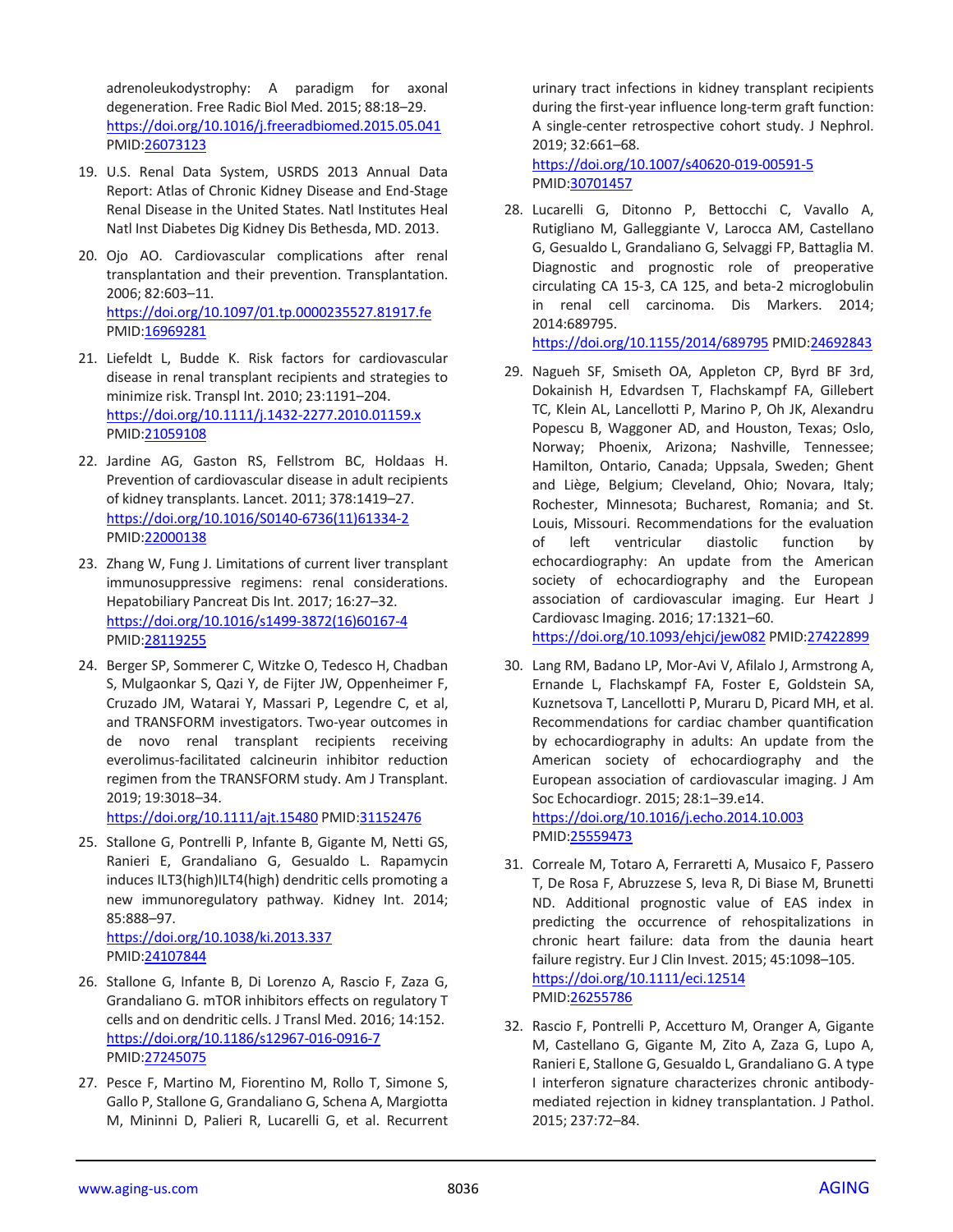adrenoleukodystrophy: A paradigm for axonal degeneration. Free Radic Biol Med. 2015; 88:18–29. https://doi.org/10.1016/j.freeradbiomed.2015.05.041 PMID:26073123

19. U.S. Renal Data System, USRDS 2013 Annual Data Report: Atlas of Chronic Kidney Disease and End-Stage Renal Disease in the United States. Natl Institutes Heal Natl Inst Diabetes Dig Kidney Dis Bethesda, MD. 2013.

20. Ojo AO. Cardiovascular complications after renal transplantation and their prevention. Transplantation. 2006; 82:603–11. https://doi.org/10.1097/01.tp.0000235527.81917.fe PMID:16969281

21. Liefeldt L, Budde K. Risk factors for cardiovascular disease in renal transplant recipients and strategies to minimize risk. Transpl Int. 2010; 23:1191–204. https://doi.org/10.1111/j.1432-2277.2010.01159.x PMID:21059108

22. Jardine AG, Gaston RS, Fellstrom BC, Holdaas H. Prevention of cardiovascular disease in adult recipients of kidney transplants. Lancet. 2011; 378:1419–27. https://doi.org/10.1016/S0140-6736(11)61334-2 PMID:22000138

23. Zhang W, Fung J. Limitations of current liver transplant immunosuppressive regimens: renal considerations. Hepatobiliary Pancreat Dis Int. 2017; 16:27–32. https://doi.org/10.1016/s1499-3872(16)60167-4 PMID:28119255

24. Berger SP, Sommerer C, Witzke O, Tedesco H, Chadban S, Mulgaonkar S, Qazi Y, de Fijter JW, Oppenheimer F, Cruzado JM, Watarai Y, Massari P, Legendre C, et al, and TRANSFORM investigators. Two-year outcomes in de novo renal transplant recipients receiving everolimus-facilitated calcineurin inhibitor reduction regimen from the TRANSFORM study. Am J Transplant. 2019; 19:3018–34. https://doi.org/10.1111/ajt.15480 PMID:31152476

25. Stallone G, Pontrelli P, Infante B, Gigante M, Netti GS, Ranieri E, Grandaliano G, Gesualdo L. Rapamycin induces ILT3(high)ILT4(high) dendritic cells promoting a new immunoregulatory pathway. Kidney Int. 2014; 85:888–97. https://doi.org/10.1038/ki.2013.337 PMID:24107844

26. Stallone G, Infante B, Di Lorenzo A, Rascio F, Zaza G, Grandaliano G. mTOR inhibitors effects on regulatory T cells and on dendritic cells. J Transl Med. 2016; 14:152. https://doi.org/10.1186/s12967-016-0916-7 PMID:27245075

27. Pesce F, Martino M, Fiorentino M, Rollo T, Simone S, Gallo P, Stallone G, Grandaliano G, Schena A, Margiotta M, Mininni D, Palieri R, Lucarelli G, et al. Recurrent urinary tract infections in kidney transplant recipients during the first-year influence long-term graft function: A single-center retrospective cohort study. J Nephrol. 2019; 32:661–68. https://doi.org/10.1007/s40620-019-00591-5 PMID:30701457

28. Lucarelli G, Ditonno P, Bettocchi C, Vavallo A, Rutigliano M, Galleggiante V, Larocca AM, Castellano G, Gesualdo L, Grandaliano G, Selvaggi FP, Battaglia M. Diagnostic and prognostic role of preoperative circulating CA 15-3, CA 125, and beta-2 microglobulin in renal cell carcinoma. Dis Markers. 2014; 2014:689795. https://doi.org/10.1155/2014/689795 PMID:24692843

29. Nagueh SF, Smiseth OA, Appleton CP, Byrd BF 3rd, Dokainish H, Edvardsen T, Flachskampf FA, Gillebert TC, Klein AL, Lancellotti P, Marino P, Oh JK, Alexandru Popescu B, Waggoner AD, and Houston, Texas; Oslo, Norway; Phoenix, Arizona; Nashville, Tennessee; Hamilton, Ontario, Canada; Uppsala, Sweden; Ghent and Liège, Belgium; Cleveland, Ohio; Novara, Italy; Rochester, Minnesota; Bucharest, Romania; and St. Louis, Missouri. Recommendations for the evaluation of left ventricular diastolic function by echocardiography: An update from the American society of echocardiography and the European association of cardiovascular imaging. Eur Heart J Cardiovasc Imaging. 2016; 17:1321–60. https://doi.org/10.1093/ehjci/jew082 PMID:27422899

30. Lang RM, Badano LP, Mor-Avi V, Afilalo J, Armstrong A, Ernande L, Flachskampf FA, Foster E, Goldstein SA, Kuznetsova T, Lancellotti P, Muraru D, Picard MH, et al. Recommendations for cardiac chamber quantification by echocardiography in adults: An update from the American society of echocardiography and the European association of cardiovascular imaging. J Am Soc Echocardiogr. 2015; 28:1–39.e14. https://doi.org/10.1016/j.echo.2014.10.003 PMID:25559473

31. Correale M, Totaro A, Ferraretti A, Musaico F, Passero T, De Rosa F, Abruzzese S, Ieva R, Di Biase M, Brunetti ND. Additional prognostic value of EAS index in predicting the occurrence of rehospitalizations in chronic heart failure: data from the daunia heart failure registry. Eur J Clin Invest. 2015; 45:1098–105. https://doi.org/10.1111/eci.12514 PMID:26255786

32. Rascio F, Pontrelli P, Accetturo M, Oranger A, Gigante M, Castellano G, Gigante M, Zito A, Zaza G, Lupo A, Ranieri E, Stallone G, Gesualdo L, Grandaliano G. A type I interferon signature characterizes chronic antibody-mediated rejection in kidney transplantation. J Pathol. 2015; 237:72–84.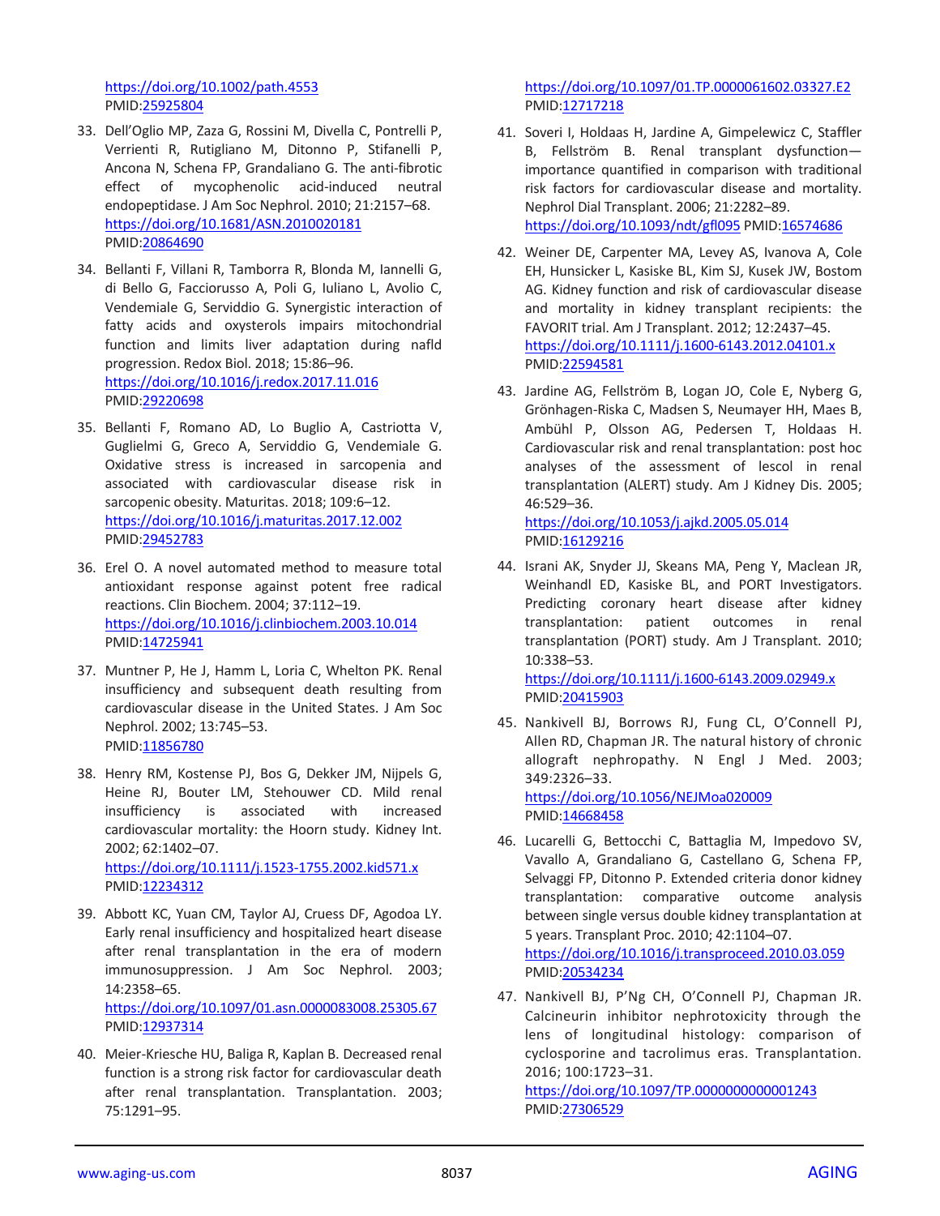https://doi.org/10.1002/path.4553
PMID:25925804

33. Dell'Oglio MP, Zaza G, Rossini M, Divella C, Pontrelli P, Verrienti R, Rutigliano M, Ditonno P, Stifanelli P, Ancona N, Schena FP, Grandaliano G. The anti-fibrotic effect of mycophenolic acid-induced neutral endopeptidase. J Am Soc Nephrol. 2010; 21:2157–68. https://doi.org/10.1681/ASN.2010020181 PMID:20864690

34. Bellanti F, Villani R, Tamborra R, Blonda M, Iannelli G, di Bello G, Facciorusso A, Poli G, Iuliano L, Avolio C, Vendemiale G, Serviddio G. Synergistic interaction of fatty acids and oxysterols impairs mitochondrial function and limits liver adaptation during nafld progression. Redox Biol. 2018; 15:86–96. https://doi.org/10.1016/j.redox.2017.11.016 PMID:29220698

35. Bellanti F, Romano AD, Lo Buglio A, Castriotta V, Guglielmi G, Greco A, Serviddio G, Vendemiale G. Oxidative stress is increased in sarcopenia and associated with cardiovascular disease risk in sarcopenic obesity. Maturitas. 2018; 109:6–12. https://doi.org/10.1016/j.maturitas.2017.12.002 PMID:29452783

36. Erel O. A novel automated method to measure total antioxidant response against potent free radical reactions. Clin Biochem. 2004; 37:112–19. https://doi.org/10.1016/j.clinbiochem.2003.10.014 PMID:14725941

37. Muntner P, He J, Hamm L, Loria C, Whelton PK. Renal insufficiency and subsequent death resulting from cardiovascular disease in the United States. J Am Soc Nephrol. 2002; 13:745–53. PMID:11856780

38. Henry RM, Kostense PJ, Bos G, Dekker JM, Nijpels G, Heine RJ, Bouter LM, Stehouwer CD. Mild renal insufficiency is associated with increased cardiovascular mortality: the Hoorn study. Kidney Int. 2002; 62:1402–07. https://doi.org/10.1111/j.1523-1755.2002.kid571.x PMID:12234312

39. Abbott KC, Yuan CM, Taylor AJ, Cruess DF, Agodoa LY. Early renal insufficiency and hospitalized heart disease after renal transplantation in the era of modern immunosuppression. J Am Soc Nephrol. 2003; 14:2358–65. https://doi.org/10.1097/01.asn.0000083008.25305.67 PMID:12937314

40. Meier-Kriesche HU, Baliga R, Kaplan B. Decreased renal function is a strong risk factor for cardiovascular death after renal transplantation. Transplantation. 2003; 75:1291–95. https://doi.org/10.1097/01.TP.0000061602.03327.E2 PMID:12717218

41. Soveri I, Holdaas H, Jardine A, Gimpelewicz C, Staffler B, Fellström B. Renal transplant dysfunction—importance quantified in comparison with traditional risk factors for cardiovascular disease and mortality. Nephrol Dial Transplant. 2006; 21:2282–89. https://doi.org/10.1093/ndt/gfl095 PMID:16574686

42. Weiner DE, Carpenter MA, Levey AS, Ivanova A, Cole EH, Hunsicker L, Kasiske BL, Kim SJ, Kusek JW, Bostom AG. Kidney function and risk of cardiovascular disease and mortality in kidney transplant recipients: the FAVORIT trial. Am J Transplant. 2012; 12:2437–45. https://doi.org/10.1111/j.1600-6143.2012.04101.x PMID:22594581

43. Jardine AG, Fellström B, Logan JO, Cole E, Nyberg G, Grönhagen-Riska C, Madsen S, Neumayer HH, Maes B, Ambühl P, Olsson AG, Pedersen T, Holdaas H. Cardiovascular risk and renal transplantation: post hoc analyses of the assessment of lescol in renal transplantation (ALERT) study. Am J Kidney Dis. 2005; 46:529–36. https://doi.org/10.1053/j.ajkd.2005.05.014 PMID:16129216

44. Israni AK, Snyder JJ, Skeans MA, Peng Y, Maclean JR, Weinhandl ED, Kasiske BL, and PORT Investigators. Predicting coronary heart disease after kidney transplantation: patient outcomes in renal transplantation (PORT) study. Am J Transplant. 2010; 10:338–53. https://doi.org/10.1111/j.1600-6143.2009.02949.x PMID:20415903

45. Nankivell BJ, Borrows RJ, Fung CL, O'Connell PJ, Allen RD, Chapman JR. The natural history of chronic allograft nephropathy. N Engl J Med. 2003; 349:2326–33. https://doi.org/10.1056/NEJMoa020009 PMID:14668458

46. Lucarelli G, Bettocchi C, Battaglia M, Impedovo SV, Vavallo A, Grandaliano G, Castellano G, Schena FP, Selvaggi FP, Ditonno P. Extended criteria donor kidney transplantation: comparative outcome analysis between single versus double kidney transplantation at 5 years. Transplant Proc. 2010; 42:1104–07. https://doi.org/10.1016/j.transproceed.2010.03.059 PMID:20534234

47. Nankivell BJ, P'Ng CH, O'Connell PJ, Chapman JR. Calcineurin inhibitor nephrotoxicity through the lens of longitudinal histology: comparison of cyclosporine and tacrolimus eras. Transplantation. 2016; 100:1723–31. https://doi.org/10.1097/TP.0000000000001243 PMID:27306529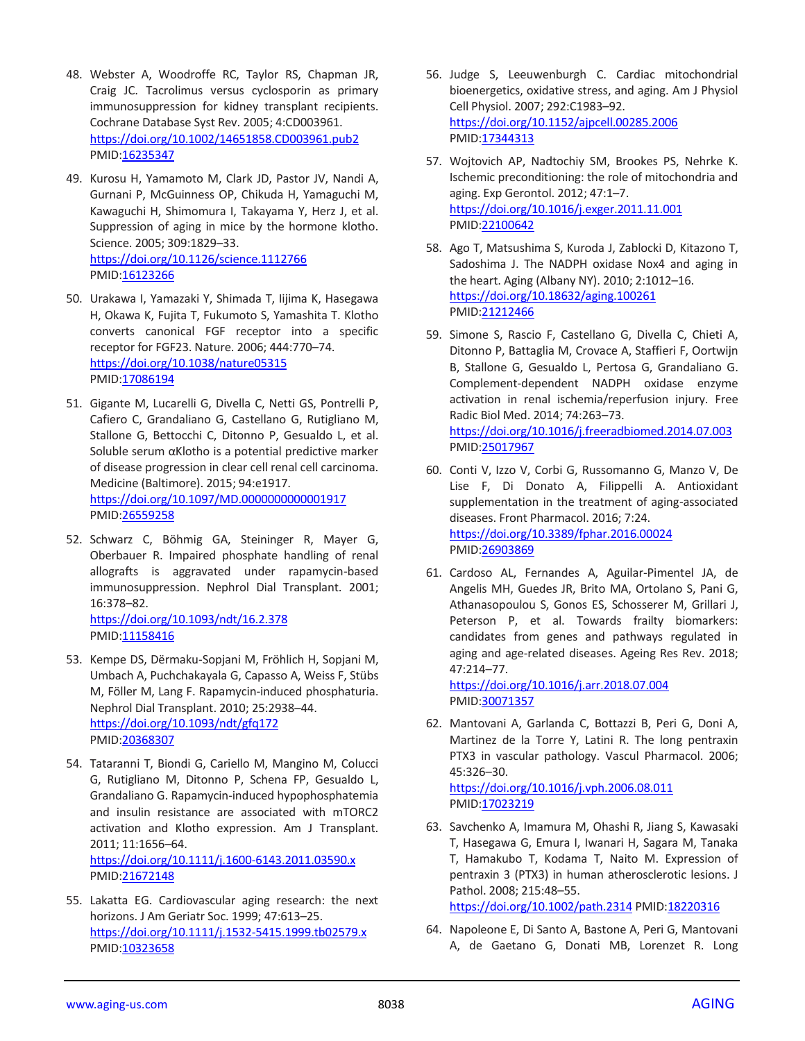48. Webster A, Woodroffe RC, Taylor RS, Chapman JR, Craig JC. Tacrolimus versus cyclosporin as primary immunosuppression for kidney transplant recipients. Cochrane Database Syst Rev. 2005; 4:CD003961. https://doi.org/10.1002/14651858.CD003961.pub2 PMID:16235347

49. Kurosu H, Yamamoto M, Clark JD, Pastor JV, Nandi A, Gurnani P, McGuinness OP, Chikuda H, Yamaguchi M, Kawaguchi H, Shimomura I, Takayama Y, Herz J, et al. Suppression of aging in mice by the hormone klotho. Science. 2005; 309:1829–33. https://doi.org/10.1126/science.1112766 PMID:16123266

50. Urakawa I, Yamazaki Y, Shimada T, Iijima K, Hasegawa H, Okawa K, Fujita T, Fukumoto S, Yamashita T. Klotho converts canonical FGF receptor into a specific receptor for FGF23. Nature. 2006; 444:770–74. https://doi.org/10.1038/nature05315 PMID:17086194

51. Gigante M, Lucarelli G, Divella C, Netti GS, Pontrelli P, Cafiero C, Grandaliano G, Castellano G, Rutigliano M, Stallone G, Bettocchi C, Ditonno P, Gesualdo L, et al. Soluble serum αKlotho is a potential predictive marker of disease progression in clear cell renal cell carcinoma. Medicine (Baltimore). 2015; 94:e1917. https://doi.org/10.1097/MD.0000000000001917 PMID:26559258

52. Schwarz C, Böhmig GA, Steininger R, Mayer G, Oberbauer R. Impaired phosphate handling of renal allografts is aggravated under rapamycin-based immunosuppression. Nephrol Dial Transplant. 2001; 16:378–82. https://doi.org/10.1093/ndt/16.2.378 PMID:11158416

53. Kempe DS, Dërmaku-Sopjani M, Fröhlich H, Sopjani M, Umbach A, Puchchakayala G, Capasso A, Weiss F, Stübs M, Föller M, Lang F. Rapamycin-induced phosphaturia. Nephrol Dial Transplant. 2010; 25:2938–44. https://doi.org/10.1093/ndt/gfq172 PMID:20368307

54. Tataranni T, Biondi G, Cariello M, Mangino M, Colucci G, Rutigliano M, Ditonno P, Schena FP, Gesualdo L, Grandaliano G. Rapamycin-induced hypophosphatemia and insulin resistance are associated with mTORC2 activation and Klotho expression. Am J Transplant. 2011; 11:1656–64. https://doi.org/10.1111/j.1600-6143.2011.03590.x PMID:21672148

55. Lakatta EG. Cardiovascular aging research: the next horizons. J Am Geriatr Soc. 1999; 47:613–25. https://doi.org/10.1111/j.1532-5415.1999.tb02579.x PMID:10323658

56. Judge S, Leeuwenburgh C. Cardiac mitochondrial bioenergetics, oxidative stress, and aging. Am J Physiol Cell Physiol. 2007; 292:C1983–92. https://doi.org/10.1152/ajpcell.00285.2006 PMID:17344313

57. Wojtovich AP, Nadtochiy SM, Brookes PS, Nehrke K. Ischemic preconditioning: the role of mitochondria and aging. Exp Gerontol. 2012; 47:1–7. https://doi.org/10.1016/j.exger.2011.11.001 PMID:22100642

58. Ago T, Matsushima S, Kuroda J, Zablocki D, Kitazono T, Sadoshima J. The NADPH oxidase Nox4 and aging in the heart. Aging (Albany NY). 2010; 2:1012–16. https://doi.org/10.18632/aging.100261 PMID:21212466

59. Simone S, Rascio F, Castellano G, Divella C, Chieti A, Ditonno P, Battaglia M, Crovace A, Staffieri F, Oortwijn B, Stallone G, Gesualdo L, Pertosa G, Grandaliano G. Complement-dependent NADPH oxidase enzyme activation in renal ischemia/reperfusion injury. Free Radic Biol Med. 2014; 74:263–73. https://doi.org/10.1016/j.freeradbiomed.2014.07.003 PMID:25017967

60. Conti V, Izzo V, Corbi G, Russomanno G, Manzo V, De Lise F, Di Donato A, Filippelli A. Antioxidant supplementation in the treatment of aging-associated diseases. Front Pharmacol. 2016; 7:24. https://doi.org/10.3389/fphar.2016.00024 PMID:26903869

61. Cardoso AL, Fernandes A, Aguilar-Pimentel JA, de Angelis MH, Guedes JR, Brito MA, Ortolano S, Pani G, Athanasopoulou S, Gonos ES, Schosserer M, Grillari J, Peterson P, et al. Towards frailty biomarkers: candidates from genes and pathways regulated in aging and age-related diseases. Ageing Res Rev. 2018; 47:214–77. https://doi.org/10.1016/j.arr.2018.07.004 PMID:30071357

62. Mantovani A, Garlanda C, Bottazzi B, Peri G, Doni A, Martinez de la Torre Y, Latini R. The long pentraxin PTX3 in vascular pathology. Vascul Pharmacol. 2006; 45:326–30. https://doi.org/10.1016/j.vph.2006.08.011 PMID:17023219

63. Savchenko A, Imamura M, Ohashi R, Jiang S, Kawasaki T, Hasegawa G, Emura I, Iwanari H, Sagara M, Tanaka T, Hamakubo T, Kodama T, Naito M. Expression of pentraxin 3 (PTX3) in human atherosclerotic lesions. J Pathol. 2008; 215:48–55. https://doi.org/10.1002/path.2314 PMID:18220316

64. Napoleone E, Di Santo A, Bastone A, Peri G, Mantovani A, de Gaetano G, Donati MB, Lorenzet R. Long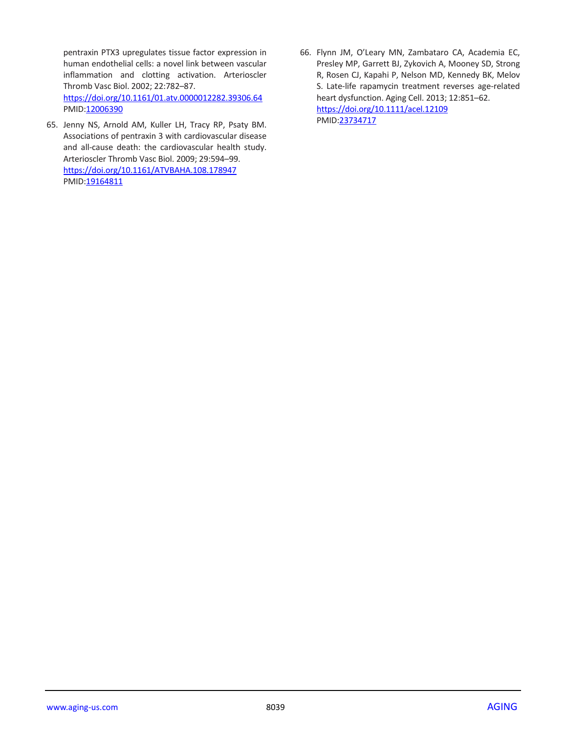pentraxin PTX3 upregulates tissue factor expression in human endothelial cells: a novel link between vascular inflammation and clotting activation. Arterioscler Thromb Vasc Biol. 2002; 22:782–87. https://doi.org/10.1161/01.atv.0000012282.39306.64 PMID:12006390

65. Jenny NS, Arnold AM, Kuller LH, Tracy RP, Psaty BM. Associations of pentraxin 3 with cardiovascular disease and all-cause death: the cardiovascular health study. Arterioscler Thromb Vasc Biol. 2009; 29:594–99. https://doi.org/10.1161/ATVBAHA.108.178947 PMID:19164811

66. Flynn JM, O'Leary MN, Zambataro CA, Academia EC, Presley MP, Garrett BJ, Zykovich A, Mooney SD, Strong R, Rosen CJ, Kapahi P, Nelson MD, Kennedy BK, Melov S. Late-life rapamycin treatment reverses age-related heart dysfunction. Aging Cell. 2013; 12:851–62. https://doi.org/10.1111/acel.12109 PMID:23734717